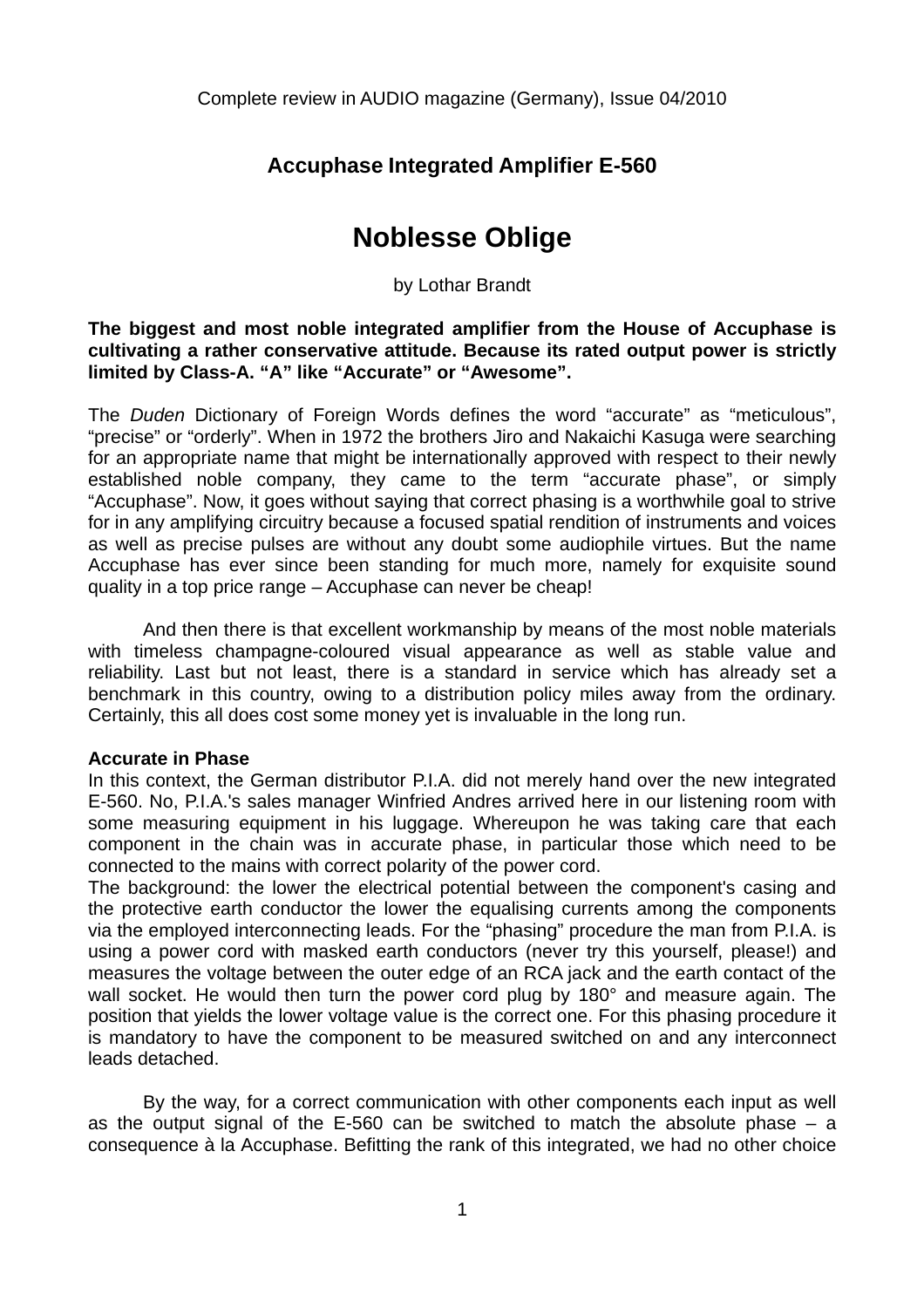Complete review in AUDIO magazine (Germany), Issue 04/2010

## Accuphase Integrated Amplifier E-560

# Noblesse Oblige

by Lothar Brandt

**The biggest and most noble integrated amplifier from the House of Accuphase is cultivating a rather conservative attitude. Because its rated output power is strictly limited by Class-A. "A" like "Accurate" or "Awesome".**

The *Duden* Dictionary of Foreign Words defines the word "accurate" as "meticulous", "precise" or "orderly". When in 1972 the brothers Jiro and Nakaichi Kasuga were searching for an appropriate name that might be internationally approved with respect to their newly established noble company, they came to the term "accurate phase", or simply "Accuphase". Now, it goes without saying that correct phasing is a worthwhile goal to strive for in any amplifying circuitry because a focused spatial rendition of instruments and voices as well as precise pulses are without any doubt some audiophile virtues. But the name Accuphase has ever since been standing for much more, namely for exquisite sound quality in a top price range – Accuphase can never be cheap!

And then there is that excellent workmanship by means of the most noble materials with timeless champagne-coloured visual appearance as well as stable value and reliability. Last but not least, there is a standard in service which has already set a benchmark in this country, owing to a distribution policy miles away from the ordinary. Certainly, this all does cost some money yet is invaluable in the long run.

**Accurate in Phase**

In this context, the German distributor P.I.A. did not merely hand over the new integrated E-560. No, P.I.A.'s sales manager Winfried Andres arrived here in our listening room with some measuring equipment in his luggage. Whereupon he was taking care that each component in the chain was in accurate phase, in particular those which need to be connected to the mains with correct polarity of the power cord.

The background: the lower the electrical potential between the component's casing and the protective earth conductor the lower the equalising currents among the components via the employed interconnecting leads. For the "phasing" procedure the man from P.I.A. is using a power cord with masked earth conductors (never try this yourself, please!) and measures the voltage between the outer edge of an RCA jack and the earth contact of the wall socket. He would then turn the power cord plug by 180° and measure again. The position that yields the lower voltage value is the correct one. For this phasing procedure it is mandatory to have the component to be measured switched on and any interconnect leads detached.

By the way, for a correct communication with other components each input as well as the output signal of the E-560 can be switched to match the absolute phase – a consequence à la Accuphase. Befitting the rank of this integrated, we had no other choice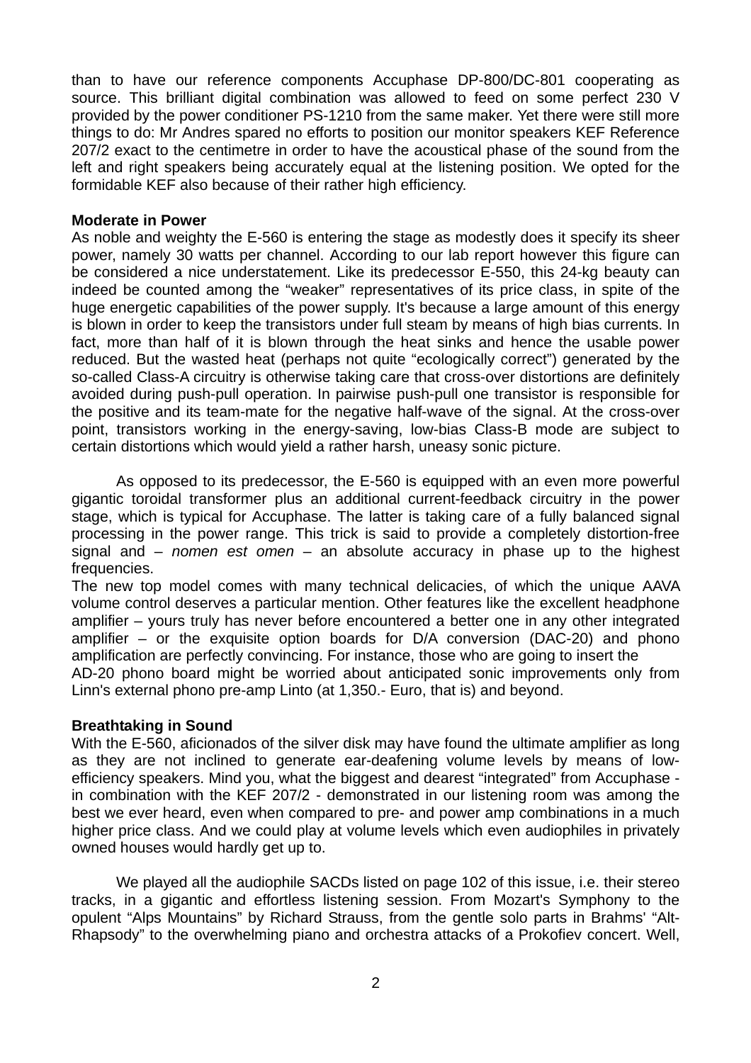than to have our reference components Accuphase DP-800/DC-801 cooperating as source. This brilliant digital combination was allowed to feed on some perfect 230 V provided by the power conditioner PS-1210 from the same maker. Yet there were still more things to do: Mr Andres spared no efforts to position our monitor speakers KEF Reference 207/2 exact to the centimetre in order to have the acoustical phase of the sound from the left and right speakers being accurately equal at the listening position. We opted for the formidable KEF also because of their rather high efficiency.

**Moderate in Power**

As noble and weighty the E-560 is entering the stage as modestly does it specify its sheer power, namely 30 watts per channel. According to our lab report however this figure can be considered a nice understatement. Like its predecessor E-550, this 24-kg beauty can indeed be counted among the "weaker" representatives of its price class, in spite of the huge energetic capabilities of the power supply. It's because a large amount of this energy is blown in order to keep the transistors under full steam by means of high bias currents. In fact, more than half of it is blown through the heat sinks and hence the usable power reduced. But the wasted heat (perhaps not quite "ecologically correct") generated by the so-called Class-A circuitry is otherwise taking care that cross-over distortions are definitely avoided during push-pull operation. In pairwise push-pull one transistor is responsible for the positive and its team-mate for the negative half-wave of the signal. At the cross-over point, transistors working in the energy-saving, low-bias Class-B mode are subject to certain distortions which would yield a rather harsh, uneasy sonic picture.

As opposed to its predecessor, the E-560 is equipped with an even more powerful gigantic toroidal transformer plus an additional current-feedback circuitry in the power stage, which is typical for Accuphase. The latter is taking care of a fully balanced signal processing in the power range. This trick is said to provide a completely distortion-free signal and – *nomen est omen* – an absolute accuracy in phase up to the highest frequencies.

The new top model comes with many technical delicacies, of which the unique AAVA volume control deserves a particular mention. Other features like the excellent headphone amplifier – yours truly has never before encountered a better one in any other integrated amplifier – or the exquisite option boards for D/A conversion (DAC-20) and phono amplification are perfectly convincing. For instance, those who are going to insert the AD-20 phono board might be worried about anticipated sonic improvements only from Linn's external phono pre-amp Linto (at 1,350.- Euro, that is) and beyond.

**Breathtaking in Sound**

With the E-560, aficionados of the silver disk may have found the ultimate amplifier as long as they are not inclined to generate ear-deafening volume levels by means of low-efficiency speakers. Mind you, what the biggest and dearest "integrated" from Accuphase - in combination with the KEF 207/2 - demonstrated in our listening room was among the best we ever heard, even when compared to pre- and power amp combinations in a much higher price class. And we could play at volume levels which even audiophiles in privately owned houses would hardly get up to.

We played all the audiophile SACDs listed on page 102 of this issue, i.e. their stereo tracks, in a gigantic and effortless listening session. From Mozart's Symphony to the opulent "Alps Mountains" by Richard Strauss, from the gentle solo parts in Brahms' "Alt-Rhapsody" to the overwhelming piano and orchestra attacks of a Prokofiev concert. Well,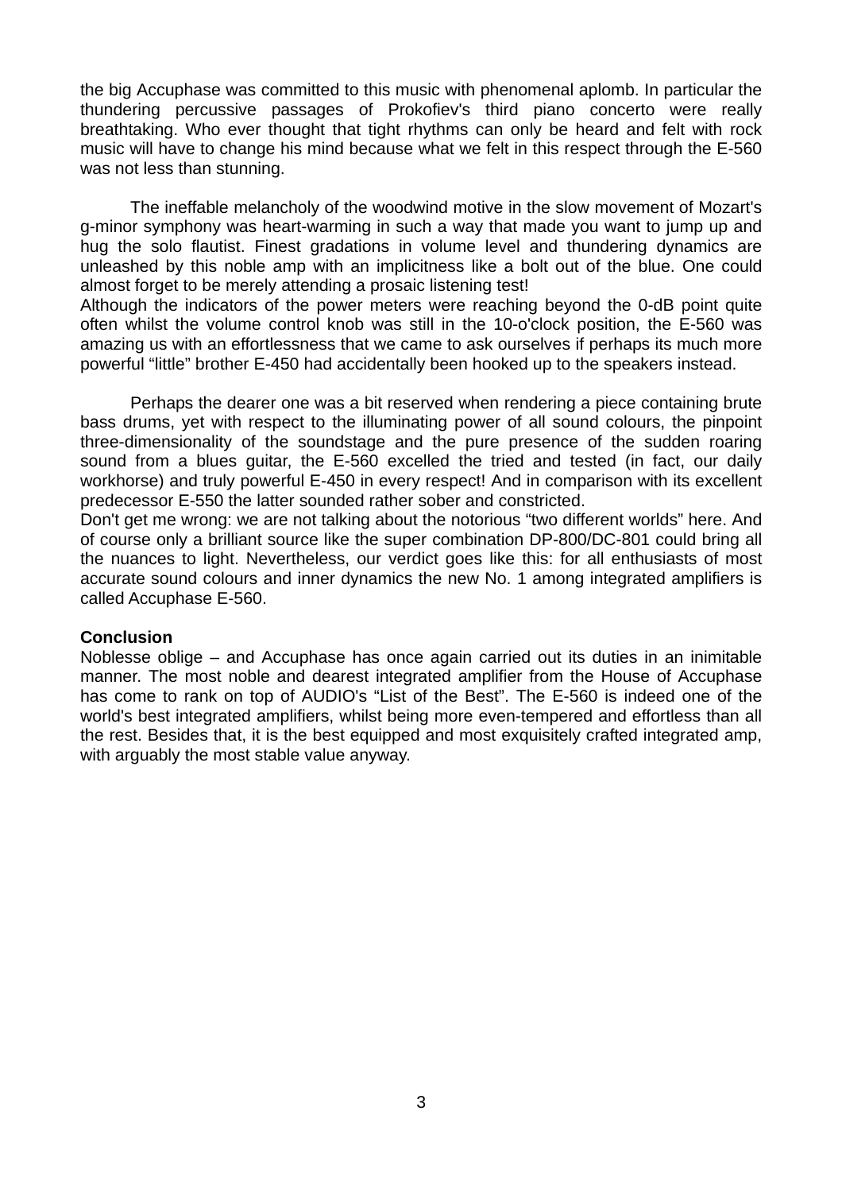the big Accuphase was committed to this music with phenomenal aplomb. In particular the thundering percussive passages of Prokofiev's third piano concerto were really breathtaking. Who ever thought that tight rhythms can only be heard and felt with rock music will have to change his mind because what we felt in this respect through the E-560 was not less than stunning.

The ineffable melancholy of the woodwind motive in the slow movement of Mozart's g-minor symphony was heart-warming in such a way that made you want to jump up and hug the solo flautist. Finest gradations in volume level and thundering dynamics are unleashed by this noble amp with an implicitness like a bolt out of the blue. One could almost forget to be merely attending a prosaic listening test!
Although the indicators of the power meters were reaching beyond the 0-dB point quite often whilst the volume control knob was still in the 10-o'clock position, the E-560 was amazing us with an effortlessness that we came to ask ourselves if perhaps its much more powerful "little" brother E-450 had accidentally been hooked up to the speakers instead.

Perhaps the dearer one was a bit reserved when rendering a piece containing brute bass drums, yet with respect to the illuminating power of all sound colours, the pinpoint three-dimensionality of the soundstage and the pure presence of the sudden roaring sound from a blues guitar, the E-560 excelled the tried and tested (in fact, our daily workhorse) and truly powerful E-450 in every respect! And in comparison with its excellent predecessor E-550 the latter sounded rather sober and constricted.
Don't get me wrong: we are not talking about the notorious "two different worlds" here. And of course only a brilliant source like the super combination DP-800/DC-801 could bring all the nuances to light. Nevertheless, our verdict goes like this: for all enthusiasts of most accurate sound colours and inner dynamics the new No. 1 among integrated amplifiers is called Accuphase E-560.

**Conclusion**
Noblesse oblige – and Accuphase has once again carried out its duties in an inimitable manner. The most noble and dearest integrated amplifier from the House of Accuphase has come to rank on top of AUDIO's "List of the Best". The E-560 is indeed one of the world's best integrated amplifiers, whilst being more even-tempered and effortless than all the rest. Besides that, it is the best equipped and most exquisitely crafted integrated amp, with arguably the most stable value anyway.